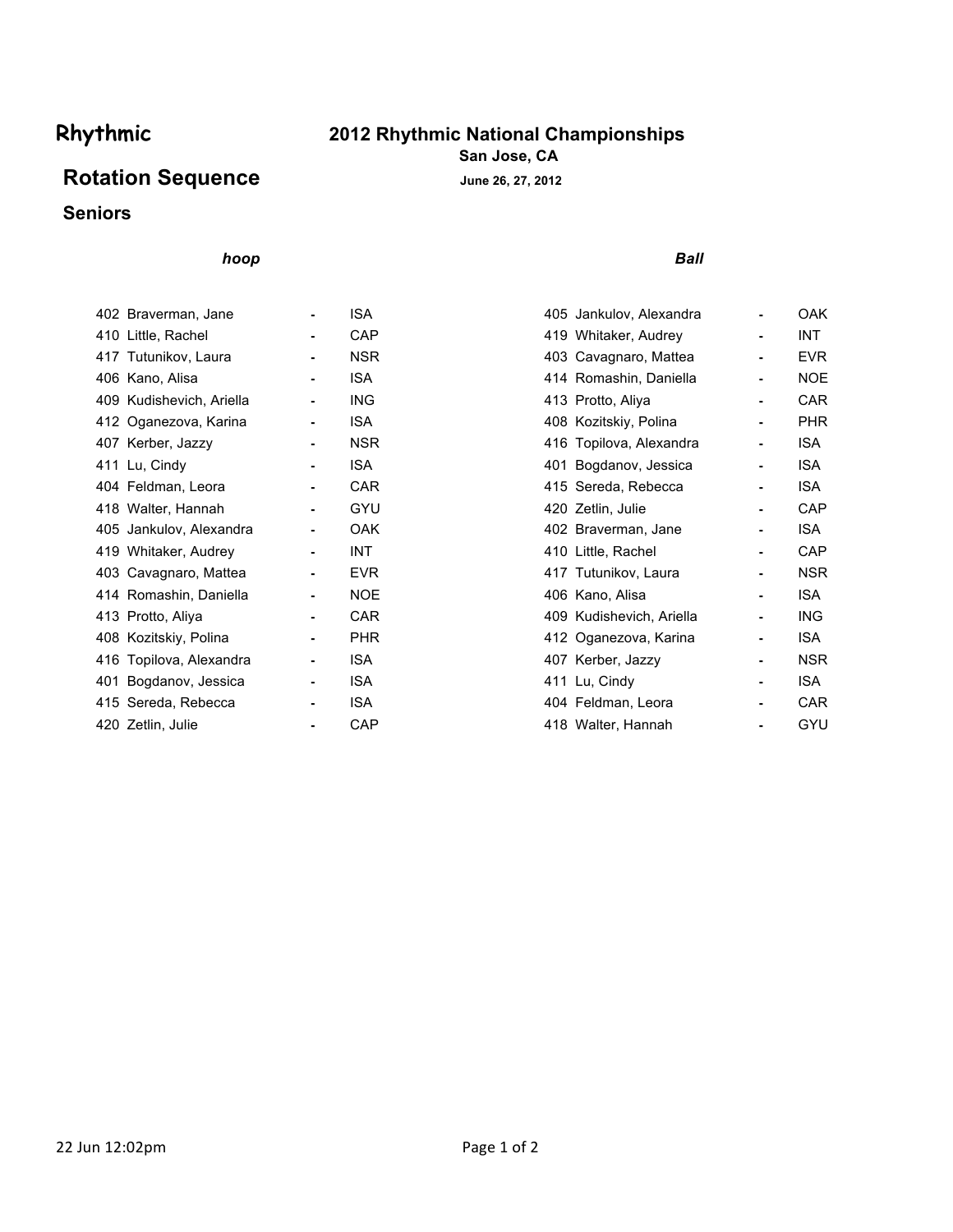# Rhythmic

## 2012 Rhythmic National Championships

**San Jose, CA**

**June 26, 27, 2012**

## Rotation Sequence

### Seniors

***hoop***

| | | | |
|---|---|---|---|
| 402 | Braverman, Jane | - | ISA |
| 410 | Little, Rachel | - | CAP |
| 417 | Tutunikov, Laura | - | NSR |
| 406 | Kano, Alisa | - | ISA |
| 409 | Kudishevich, Ariella | - | ING |
| 412 | Oganezova, Karina | - | ISA |
| 407 | Kerber, Jazzy | - | NSR |
| 411 | Lu, Cindy | - | ISA |
| 404 | Feldman, Leora | - | CAR |
| 418 | Walter, Hannah | - | GYU |
| 405 | Jankulov, Alexandra | - | OAK |
| 419 | Whitaker, Audrey | - | INT |
| 403 | Cavagnaro, Mattea | - | EVR |
| 414 | Romashin, Daniella | - | NOE |
| 413 | Protto, Aliya | - | CAR |
| 408 | Kozitskiy, Polina | - | PHR |
| 416 | Topilova, Alexandra | - | ISA |
| 401 | Bogdanov, Jessica | - | ISA |
| 415 | Sereda, Rebecca | - | ISA |
| 420 | Zetlin, Julie | - | CAP |

***Ball***

| | | | |
|---|---|---|---|
| 405 | Jankulov, Alexandra | - | OAK |
| 419 | Whitaker, Audrey | - | INT |
| 403 | Cavagnaro, Mattea | - | EVR |
| 414 | Romashin, Daniella | - | NOE |
| 413 | Protto, Aliya | - | CAR |
| 408 | Kozitskiy, Polina | - | PHR |
| 416 | Topilova, Alexandra | - | ISA |
| 401 | Bogdanov, Jessica | - | ISA |
| 415 | Sereda, Rebecca | - | ISA |
| 420 | Zetlin, Julie | - | CAP |
| 402 | Braverman, Jane | - | ISA |
| 410 | Little, Rachel | - | CAP |
| 417 | Tutunikov, Laura | - | NSR |
| 406 | Kano, Alisa | - | ISA |
| 409 | Kudishevich, Ariella | - | ING |
| 412 | Oganezova, Karina | - | ISA |
| 407 | Kerber, Jazzy | - | NSR |
| 411 | Lu, Cindy | - | ISA |
| 404 | Feldman, Leora | - | CAR |
| 418 | Walter, Hannah | - | GYU |

22 Jun 12:02pm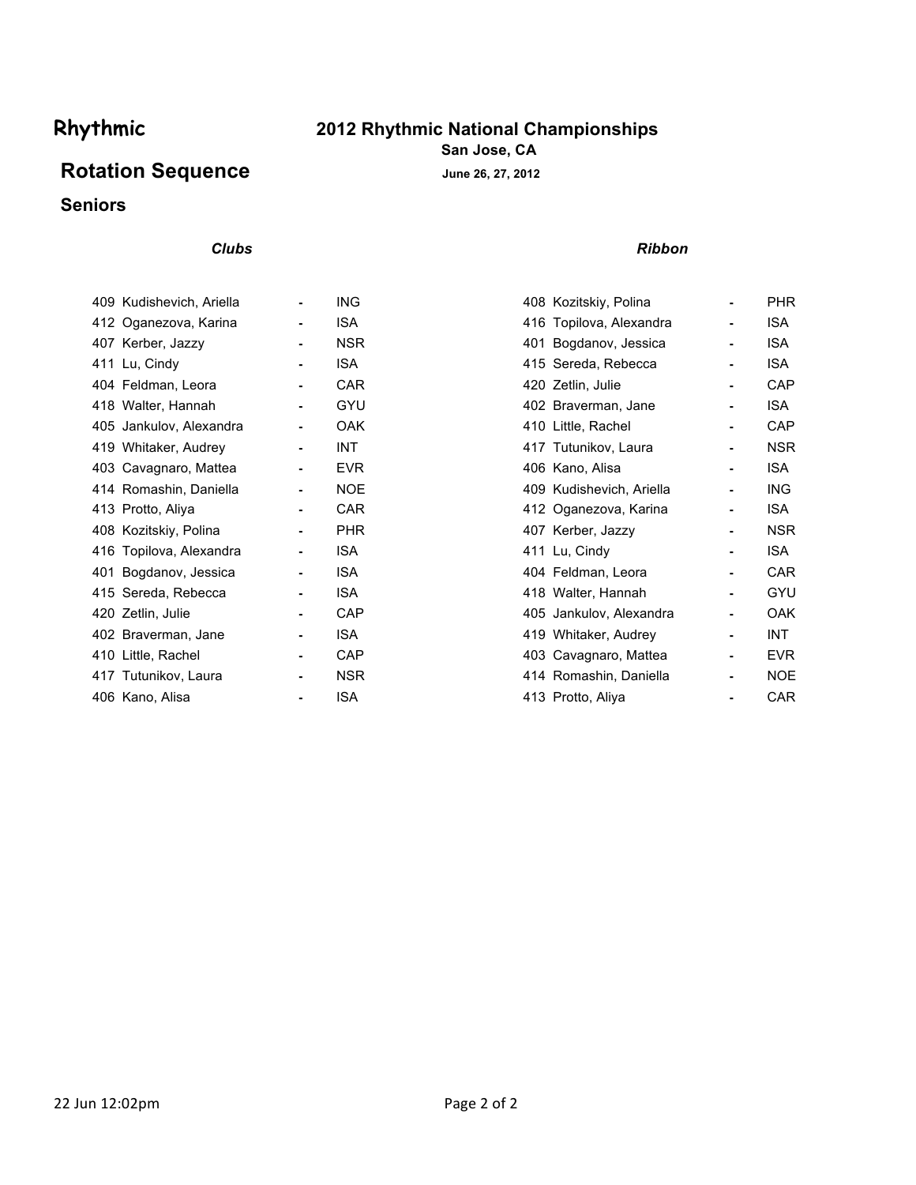# Rhythmic

## 2012 Rhythmic National Championships

**San Jose, CA**

**June 26, 27, 2012**

## Rotation Sequence

### Seniors

***Clubs***

| | | | |
|---|---|---|---|
| 409 | Kudishevich, Ariella | - | ING |
| 412 | Oganezova, Karina | - | ISA |
| 407 | Kerber, Jazzy | - | NSR |
| 411 | Lu, Cindy | - | ISA |
| 404 | Feldman, Leora | - | CAR |
| 418 | Walter, Hannah | - | GYU |
| 405 | Jankulov, Alexandra | - | OAK |
| 419 | Whitaker, Audrey | - | INT |
| 403 | Cavagnaro, Mattea | - | EVR |
| 414 | Romashin, Daniella | - | NOE |
| 413 | Protto, Aliya | - | CAR |
| 408 | Kozitskiy, Polina | - | PHR |
| 416 | Topilova, Alexandra | - | ISA |
| 401 | Bogdanov, Jessica | - | ISA |
| 415 | Sereda, Rebecca | - | ISA |
| 420 | Zetlin, Julie | - | CAP |
| 402 | Braverman, Jane | - | ISA |
| 410 | Little, Rachel | - | CAP |
| 417 | Tutunikov, Laura | - | NSR |
| 406 | Kano, Alisa | - | ISA |

***Ribbon***

| | | | |
|---|---|---|---|
| 408 | Kozitskiy, Polina | - | PHR |
| 416 | Topilova, Alexandra | - | ISA |
| 401 | Bogdanov, Jessica | - | ISA |
| 415 | Sereda, Rebecca | - | ISA |
| 420 | Zetlin, Julie | - | CAP |
| 402 | Braverman, Jane | - | ISA |
| 410 | Little, Rachel | - | CAP |
| 417 | Tutunikov, Laura | - | NSR |
| 406 | Kano, Alisa | - | ISA |
| 409 | Kudishevich, Ariella | - | ING |
| 412 | Oganezova, Karina | - | ISA |
| 407 | Kerber, Jazzy | - | NSR |
| 411 | Lu, Cindy | - | ISA |
| 404 | Feldman, Leora | - | CAR |
| 418 | Walter, Hannah | - | GYU |
| 405 | Jankulov, Alexandra | - | OAK |
| 419 | Whitaker, Audrey | - | INT |
| 403 | Cavagnaro, Mattea | - | EVR |
| 414 | Romashin, Daniella | - | NOE |
| 413 | Protto, Aliya | - | CAR |

22 Jun 12:02pm